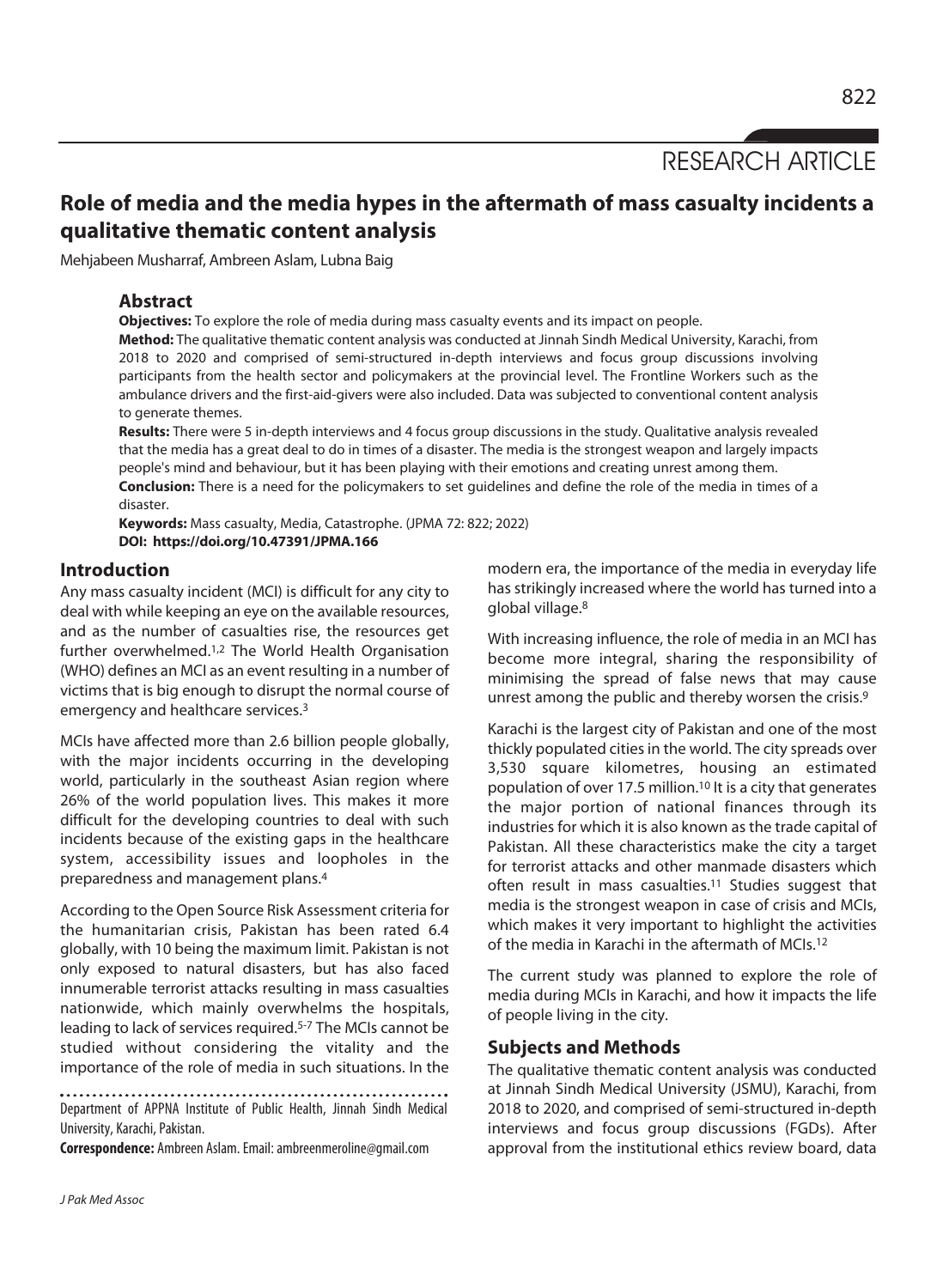RESEARCH ARTICLE

# Role of media and the media hypes in the aftermath of mass casualty incidents a qualitative thematic content analysis

Mehjabeen Musharraf, Ambreen Aslam, Lubna Baig

## Abstract

**Objectives:** To explore the role of media during mass casualty events and its impact on people.

**Method:** The qualitative thematic content analysis was conducted at Jinnah Sindh Medical University, Karachi, from 2018 to 2020 and comprised of semi-structured in-depth interviews and focus group discussions involving participants from the health sector and policymakers at the provincial level. The Frontline Workers such as the ambulance drivers and the first-aid-givers were also included. Data was subjected to conventional content analysis to generate themes.

**Results:** There were 5 in-depth interviews and 4 focus group discussions in the study. Qualitative analysis revealed that the media has a great deal to do in times of a disaster. The media is the strongest weapon and largely impacts people's mind and behaviour, but it has been playing with their emotions and creating unrest among them.

**Conclusion:** There is a need for the policymakers to set guidelines and define the role of the media in times of a disaster.

**Keywords:** Mass casualty, Media, Catastrophe. (JPMA 72: 822; 2022)

**DOI: https://doi.org/10.47391/JPMA.166**

## Introduction

Any mass casualty incident (MCI) is difficult for any city to deal with while keeping an eye on the available resources, and as the number of casualties rise, the resources get further overwhelmed.[1,2] The World Health Organisation (WHO) defines an MCI as an event resulting in a number of victims that is big enough to disrupt the normal course of emergency and healthcare services.[3]

MCIs have affected more than 2.6 billion people globally, with the major incidents occurring in the developing world, particularly in the southeast Asian region where 26% of the world population lives. This makes it more difficult for the developing countries to deal with such incidents because of the existing gaps in the healthcare system, accessibility issues and loopholes in the preparedness and management plans.[4]

According to the Open Source Risk Assessment criteria for the humanitarian crisis, Pakistan has been rated 6.4 globally, with 10 being the maximum limit. Pakistan is not only exposed to natural disasters, but has also faced innumerable terrorist attacks resulting in mass casualties nationwide, which mainly overwhelms the hospitals, leading to lack of services required.[5-7] The MCIs cannot be studied without considering the vitality and the importance of the role of media in such situations. In the modern era, the importance of the media in everyday life has strikingly increased where the world has turned into a global village.[8]

With increasing influence, the role of media in an MCI has become more integral, sharing the responsibility of minimising the spread of false news that may cause unrest among the public and thereby worsen the crisis.[9]

Karachi is the largest city of Pakistan and one of the most thickly populated cities in the world. The city spreads over 3,530 square kilometres, housing an estimated population of over 17.5 million.[10] It is a city that generates the major portion of national finances through its industries for which it is also known as the trade capital of Pakistan. All these characteristics make the city a target for terrorist attacks and other manmade disasters which often result in mass casualties.[11] Studies suggest that media is the strongest weapon in case of crisis and MCIs, which makes it very important to highlight the activities of the media in Karachi in the aftermath of MCIs.[12]

The current study was planned to explore the role of media during MCIs in Karachi, and how it impacts the life of people living in the city.

## Subjects and Methods

The qualitative thematic content analysis was conducted at Jinnah Sindh Medical University (JSMU), Karachi, from 2018 to 2020, and comprised of semi-structured in-depth interviews and focus group discussions (FGDs). After approval from the institutional ethics review board, data

Department of APPNA Institute of Public Health, Jinnah Sindh Medical University, Karachi, Pakistan.

**Correspondence:** Ambreen Aslam. Email: ambreenmeroline@gmail.com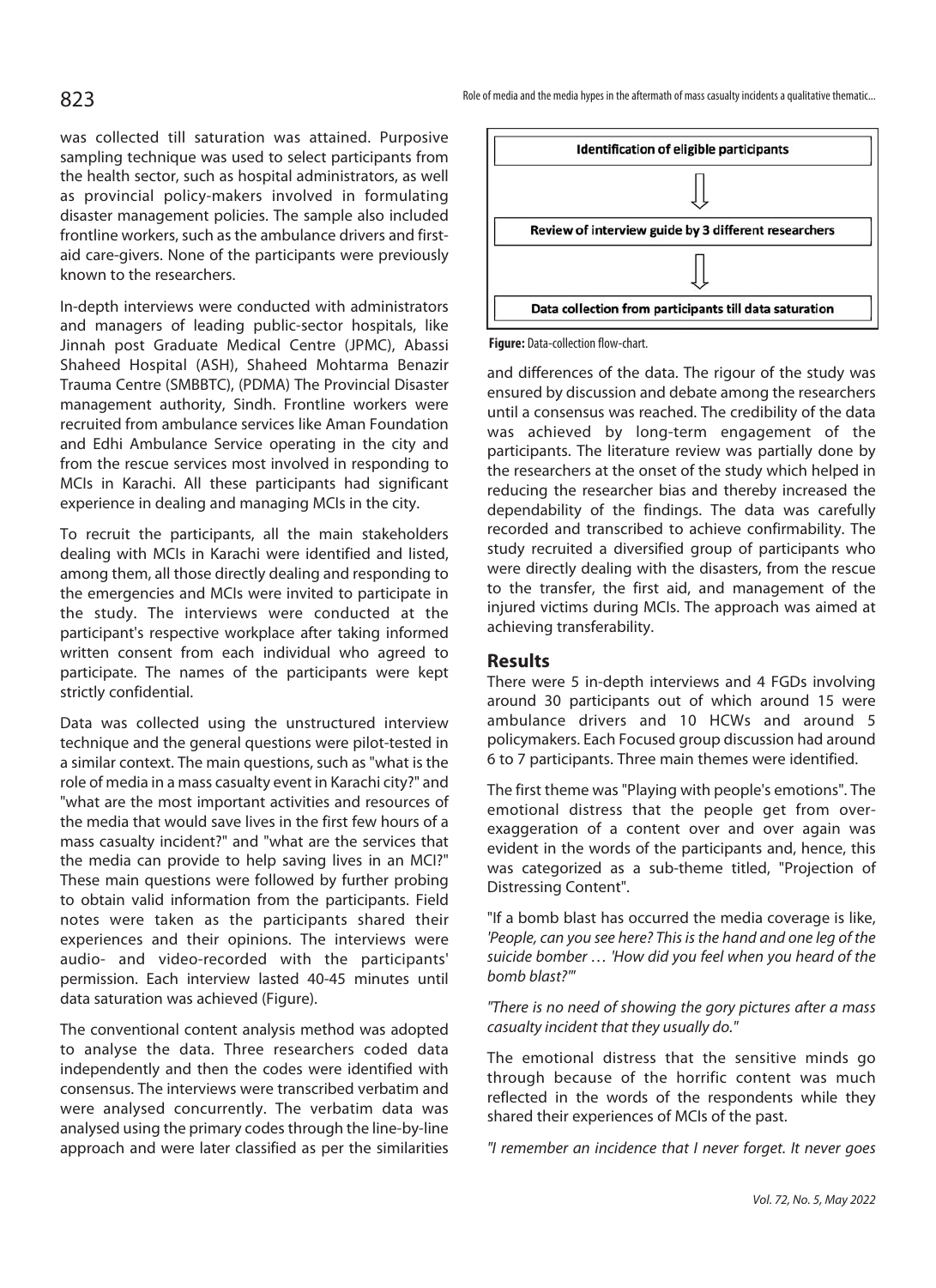was collected till saturation was attained. Purposive sampling technique was used to select participants from the health sector, such as hospital administrators, as well as provincial policy-makers involved in formulating disaster management policies. The sample also included frontline workers, such as the ambulance drivers and first-aid care-givers. None of the participants were previously known to the researchers.

In-depth interviews were conducted with administrators and managers of leading public-sector hospitals, like Jinnah post Graduate Medical Centre (JPMC), Abassi Shaheed Hospital (ASH), Shaheed Mohtarma Benazir Trauma Centre (SMBBTC), (PDMA) The Provincial Disaster management authority, Sindh. Frontline workers were recruited from ambulance services like Aman Foundation and Edhi Ambulance Service operating in the city and from the rescue services most involved in responding to MCIs in Karachi. All these participants had significant experience in dealing and managing MCIs in the city.

To recruit the participants, all the main stakeholders dealing with MCIs in Karachi were identified and listed, among them, all those directly dealing and responding to the emergencies and MCIs were invited to participate in the study. The interviews were conducted at the participant's respective workplace after taking informed written consent from each individual who agreed to participate. The names of the participants were kept strictly confidential.

Data was collected using the unstructured interview technique and the general questions were pilot-tested in a similar context. The main questions, such as "what is the role of media in a mass casualty event in Karachi city?" and "what are the most important activities and resources of the media that would save lives in the first few hours of a mass casualty incident?" and "what are the services that the media can provide to help saving lives in an MCI?" These main questions were followed by further probing to obtain valid information from the participants. Field notes were taken as the participants shared their experiences and their opinions. The interviews were audio- and video-recorded with the participants' permission. Each interview lasted 40-45 minutes until data saturation was achieved (Figure).

The conventional content analysis method was adopted to analyse the data. Three researchers coded data independently and then the codes were identified with consensus. The interviews were transcribed verbatim and were analysed concurrently. The verbatim data was analysed using the primary codes through the line-by-line approach and were later classified as per the similarities and differences of the data. The rigour of the study was ensured by discussion and debate among the researchers until a consensus was reached. The credibility of the data was achieved by long-term engagement of the participants. The literature review was partially done by the researchers at the onset of the study which helped in reducing the researcher bias and thereby increased the dependability of the findings. The data was carefully recorded and transcribed to achieve confirmability. The study recruited a diversified group of participants who were directly dealing with the disasters, from the rescue to the transfer, the first aid, and management of the injured victims during MCIs. The approach was aimed at achieving transferability.

**Identification of eligible participants**

↓

**Review of interview guide by 3 different researchers**

↓

**Data collection from participants till data saturation**

**Figure:** Data-collection flow-chart.

## Results

There were 5 in-depth interviews and 4 FGDs involving around 30 participants out of which around 15 were ambulance drivers and 10 HCWs and around 5 policymakers. Each Focused group discussion had around 6 to 7 participants. Three main themes were identified.

The first theme was "Playing with people's emotions". The emotional distress that the people get from over-exaggeration of a content over and over again was evident in the words of the participants and, hence, this was categorized as a sub-theme titled, "Projection of Distressing Content".

"If a bomb blast has occurred the media coverage is like, *'People, can you see here? This is the hand and one leg of the suicide bomber … 'How did you feel when you heard of the bomb blast?'"*

*"There is no need of showing the gory pictures after a mass casualty incident that they usually do."*

The emotional distress that the sensitive minds go through because of the horrific content was much reflected in the words of the respondents while they shared their experiences of MCIs of the past.

*"I remember an incidence that I never forget. It never goes*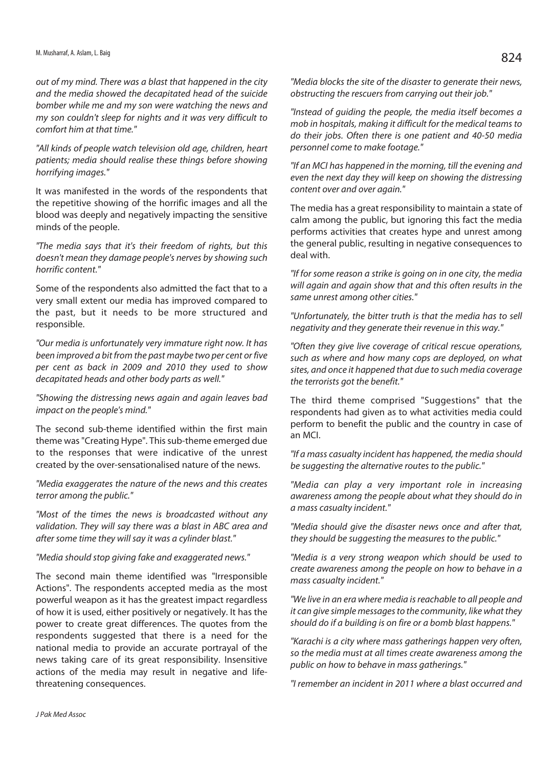*out of my mind. There was a blast that happened in the city and the media showed the decapitated head of the suicide bomber while me and my son were watching the news and my son couldn't sleep for nights and it was very difficult to comfort him at that time."*

*"All kinds of people watch television old age, children, heart patients; media should realise these things before showing horrifying images."*

It was manifested in the words of the respondents that the repetitive showing of the horrific images and all the blood was deeply and negatively impacting the sensitive minds of the people.

*"The media says that it's their freedom of rights, but this doesn't mean they damage people's nerves by showing such horrific content."*

Some of the respondents also admitted the fact that to a very small extent our media has improved compared to the past, but it needs to be more structured and responsible.

*"Our media is unfortunately very immature right now. It has been improved a bit from the past maybe two per cent or five per cent as back in 2009 and 2010 they used to show decapitated heads and other body parts as well."*

*"Showing the distressing news again and again leaves bad impact on the people's mind."*

The second sub-theme identified within the first main theme was "Creating Hype". This sub-theme emerged due to the responses that were indicative of the unrest created by the over-sensationalised nature of the news.

*"Media exaggerates the nature of the news and this creates terror among the public."*

*"Most of the times the news is broadcasted without any validation. They will say there was a blast in ABC area and after some time they will say it was a cylinder blast."*

*"Media should stop giving fake and exaggerated news."*

The second main theme identified was "Irresponsible Actions". The respondents accepted media as the most powerful weapon as it has the greatest impact regardless of how it is used, either positively or negatively. It has the power to create great differences. The quotes from the respondents suggested that there is a need for the national media to provide an accurate portrayal of the news taking care of its great responsibility. Insensitive actions of the media may result in negative and life-threatening consequences.

*"Media blocks the site of the disaster to generate their news, obstructing the rescuers from carrying out their job."*

*"Instead of guiding the people, the media itself becomes a mob in hospitals, making it difficult for the medical teams to do their jobs. Often there is one patient and 40-50 media personnel come to make footage."*

*"If an MCI has happened in the morning, till the evening and even the next day they will keep on showing the distressing content over and over again."*

The media has a great responsibility to maintain a state of calm among the public, but ignoring this fact the media performs activities that creates hype and unrest among the general public, resulting in negative consequences to deal with.

*"If for some reason a strike is going on in one city, the media will again and again show that and this often results in the same unrest among other cities."*

*"Unfortunately, the bitter truth is that the media has to sell negativity and they generate their revenue in this way."*

*"Often they give live coverage of critical rescue operations, such as where and how many cops are deployed, on what sites, and once it happened that due to such media coverage the terrorists got the benefit."*

The third theme comprised "Suggestions" that the respondents had given as to what activities media could perform to benefit the public and the country in case of an MCI.

*"If a mass casualty incident has happened, the media should be suggesting the alternative routes to the public."*

*"Media can play a very important role in increasing awareness among the people about what they should do in a mass casualty incident."*

*"Media should give the disaster news once and after that, they should be suggesting the measures to the public."*

*"Media is a very strong weapon which should be used to create awareness among the people on how to behave in a mass casualty incident."*

*"We live in an era where media is reachable to all people and it can give simple messages to the community, like what they should do if a building is on fire or a bomb blast happens."*

*"Karachi is a city where mass gatherings happen very often, so the media must at all times create awareness among the public on how to behave in mass gatherings."*

*"I remember an incident in 2011 where a blast occurred and*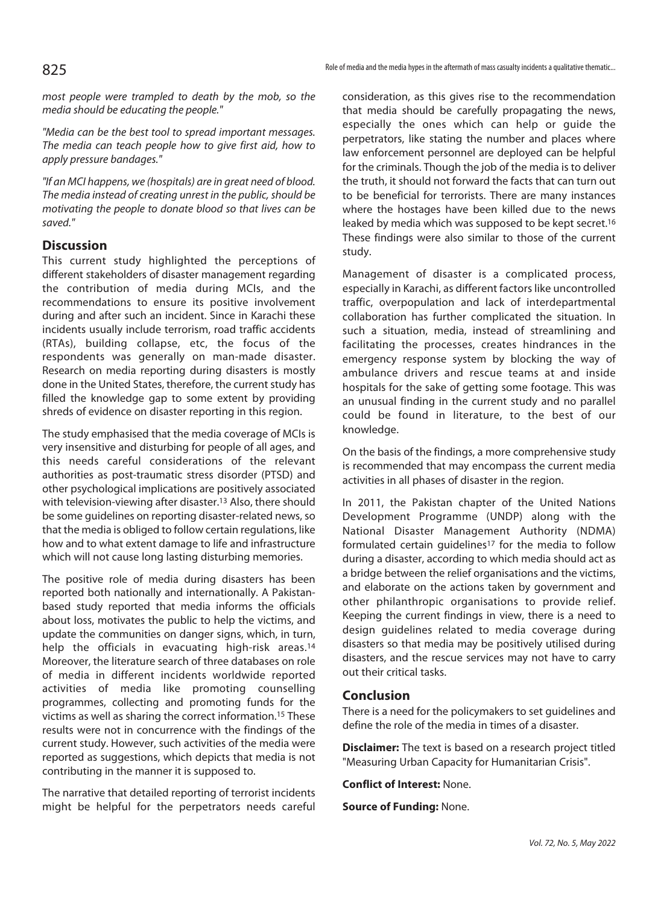*most people were trampled to death by the mob, so the media should be educating the people."*

*"Media can be the best tool to spread important messages. The media can teach people how to give first aid, how to apply pressure bandages."*

*"If an MCI happens, we (hospitals) are in great need of blood. The media instead of creating unrest in the public, should be motivating the people to donate blood so that lives can be saved."*

## Discussion

This current study highlighted the perceptions of different stakeholders of disaster management regarding the contribution of media during MCIs, and the recommendations to ensure its positive involvement during and after such an incident. Since in Karachi these incidents usually include terrorism, road traffic accidents (RTAs), building collapse, etc, the focus of the respondents was generally on man-made disaster. Research on media reporting during disasters is mostly done in the United States, therefore, the current study has filled the knowledge gap to some extent by providing shreds of evidence on disaster reporting in this region.

The study emphasised that the media coverage of MCIs is very insensitive and disturbing for people of all ages, and this needs careful considerations of the relevant authorities as post-traumatic stress disorder (PTSD) and other psychological implications are positively associated with television-viewing after disaster.[13] Also, there should be some guidelines on reporting disaster-related news, so that the media is obliged to follow certain regulations, like how and to what extent damage to life and infrastructure which will not cause long lasting disturbing memories.

The positive role of media during disasters has been reported both nationally and internationally. A Pakistan-based study reported that media informs the officials about loss, motivates the public to help the victims, and update the communities on danger signs, which, in turn, help the officials in evacuating high-risk areas.[14] Moreover, the literature search of three databases on role of media in different incidents worldwide reported activities of media like promoting counselling programmes, collecting and promoting funds for the victims as well as sharing the correct information.[15] These results were not in concurrence with the findings of the current study. However, such activities of the media were reported as suggestions, which depicts that media is not contributing in the manner it is supposed to.

The narrative that detailed reporting of terrorist incidents might be helpful for the perpetrators needs careful consideration, as this gives rise to the recommendation that media should be carefully propagating the news, especially the ones which can help or guide the perpetrators, like stating the number and places where law enforcement personnel are deployed can be helpful for the criminals. Though the job of the media is to deliver the truth, it should not forward the facts that can turn out to be beneficial for terrorists. There are many instances where the hostages have been killed due to the news leaked by media which was supposed to be kept secret.[16] These findings were also similar to those of the current study.

Management of disaster is a complicated process, especially in Karachi, as different factors like uncontrolled traffic, overpopulation and lack of interdepartmental collaboration has further complicated the situation. In such a situation, media, instead of streamlining and facilitating the processes, creates hindrances in the emergency response system by blocking the way of ambulance drivers and rescue teams at and inside hospitals for the sake of getting some footage. This was an unusual finding in the current study and no parallel could be found in literature, to the best of our knowledge.

On the basis of the findings, a more comprehensive study is recommended that may encompass the current media activities in all phases of disaster in the region.

In 2011, the Pakistan chapter of the United Nations Development Programme (UNDP) along with the National Disaster Management Authority (NDMA) formulated certain guidelines[17] for the media to follow during a disaster, according to which media should act as a bridge between the relief organisations and the victims, and elaborate on the actions taken by government and other philanthropic organisations to provide relief. Keeping the current findings in view, there is a need to design guidelines related to media coverage during disasters so that media may be positively utilised during disasters, and the rescue services may not have to carry out their critical tasks.

## Conclusion

There is a need for the policymakers to set guidelines and define the role of the media in times of a disaster.

**Disclaimer:** The text is based on a research project titled "Measuring Urban Capacity for Humanitarian Crisis".

**Conflict of Interest:** None.

**Source of Funding:** None.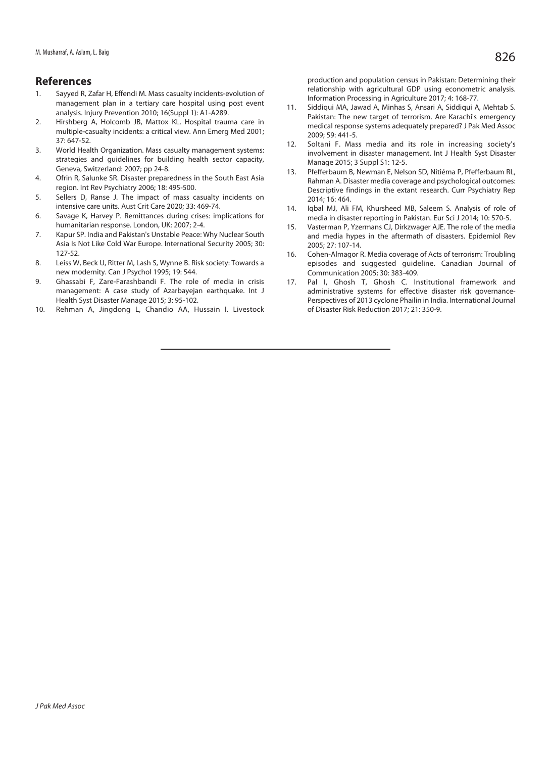## References

1. Sayyed R, Zafar H, Effendi M. Mass casualty incidents-evolution of management plan in a tertiary care hospital using post event analysis. Injury Prevention 2010; 16(Suppl 1): A1-A289.
2. Hirshberg A, Holcomb JB, Mattox KL. Hospital trauma care in multiple-casualty incidents: a critical view. Ann Emerg Med 2001; 37: 647-52.
3. World Health Organization. Mass casualty management systems: strategies and guidelines for building health sector capacity, Geneva, Switzerland: 2007; pp 24-8.
4. Ofrin R, Salunke SR. Disaster preparedness in the South East Asia region. Int Rev Psychiatry 2006; 18: 495-500.
5. Sellers D, Ranse J. The impact of mass casualty incidents on intensive care units. Aust Crit Care 2020; 33: 469-74.
6. Savage K, Harvey P. Remittances during crises: implications for humanitarian response. London, UK: 2007; 2-4.
7. Kapur SP. India and Pakistan's Unstable Peace: Why Nuclear South Asia Is Not Like Cold War Europe. International Security 2005; 30: 127-52.
8. Leiss W, Beck U, Ritter M, Lash S, Wynne B. Risk society: Towards a new modernity. Can J Psychol 1995; 19: 544.
9. Ghassabi F, Zare-Farashbandi F. The role of media in crisis management: A case study of Azarbayejan earthquake. Int J Health Syst Disaster Manage 2015; 3: 95-102.
10. Rehman A, Jingdong L, Chandio AA, Hussain I. Livestock production and population census in Pakistan: Determining their relationship with agricultural GDP using econometric analysis. Information Processing in Agriculture 2017; 4: 168-77.
11. Siddiqui MA, Jawad A, Minhas S, Ansari A, Siddiqui A, Mehtab S. Pakistan: The new target of terrorism. Are Karachi's emergency medical response systems adequately prepared? J Pak Med Assoc 2009; 59: 441-5.
12. Soltani F. Mass media and its role in increasing society's involvement in disaster management. Int J Health Syst Disaster Manage 2015; 3 Suppl S1: 12-5.
13. Pfefferbaum B, Newman E, Nelson SD, Nitiéma P, Pfefferbaum RL, Rahman A. Disaster media coverage and psychological outcomes: Descriptive findings in the extant research. Curr Psychiatry Rep 2014; 16: 464.
14. Iqbal MJ, Ali FM, Khursheed MB, Saleem S. Analysis of role of media in disaster reporting in Pakistan. Eur Sci J 2014; 10: 570-5.
15. Vasterman P, Yzermans CJ, Dirkzwager AJE. The role of the media and media hypes in the aftermath of disasters. Epidemiol Rev 2005; 27: 107-14.
16. Cohen-Almagor R. Media coverage of Acts of terrorism: Troubling episodes and suggested guideline. Canadian Journal of Communication 2005; 30: 383-409.
17. Pal I, Ghosh T, Ghosh C. Institutional framework and administrative systems for effective disaster risk governance-Perspectives of 2013 cyclone Phailin in India. International Journal of Disaster Risk Reduction 2017; 21: 350-9.